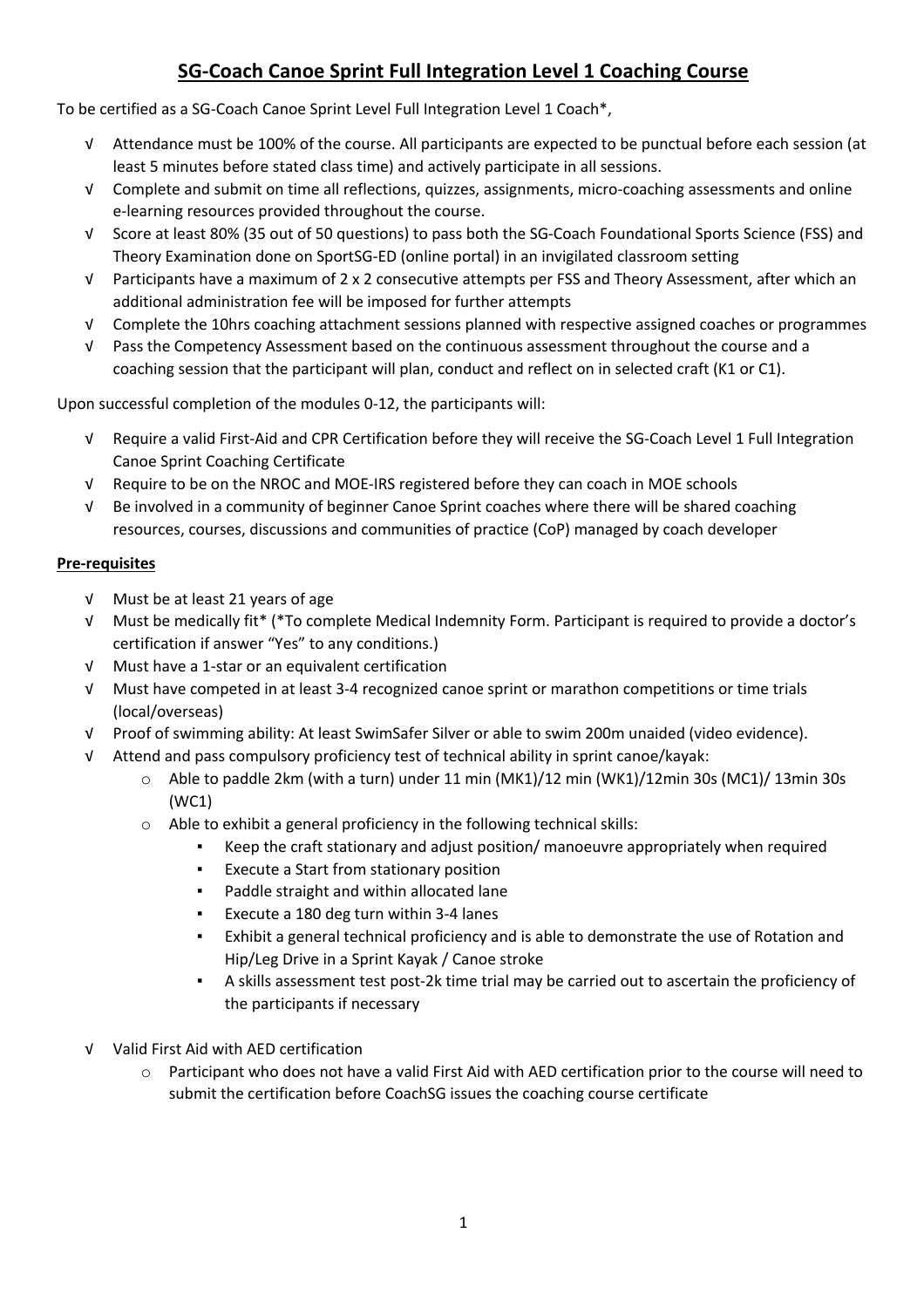# SG-Coach Canoe Sprint Full Integration Level 1 Coaching Course

To be certified as a SG-Coach Canoe Sprint Level Full Integration Level 1 Coach*,

- √ Attendance must be 100% of the course. All participants are expected to be punctual before each session (at least 5 minutes before stated class time) and actively participate in all sessions.
- √ Complete and submit on time all reflections, quizzes, assignments, micro-coaching assessments and online e-learning resources provided throughout the course.
- √ Score at least 80% (35 out of 50 questions) to pass both the SG-Coach Foundational Sports Science (FSS) and Theory Examination done on SportSG-ED (online portal) in an invigilated classroom setting
- √ Participants have a maximum of 2 x 2 consecutive attempts per FSS and Theory Assessment, after which an additional administration fee will be imposed for further attempts
- √ Complete the 10hrs coaching attachment sessions planned with respective assigned coaches or programmes
- √ Pass the Competency Assessment based on the continuous assessment throughout the course and a coaching session that the participant will plan, conduct and reflect on in selected craft (K1 or C1).

Upon successful completion of the modules 0-12, the participants will:

- √ Require a valid First-Aid and CPR Certification before they will receive the SG-Coach Level 1 Full Integration Canoe Sprint Coaching Certificate
- √ Require to be on the NROC and MOE-IRS registered before they can coach in MOE schools
- √ Be involved in a community of beginner Canoe Sprint coaches where there will be shared coaching resources, courses, discussions and communities of practice (CoP) managed by coach developer

**Pre-requisites**

- √ Must be at least 21 years of age
- √ Must be medically fit* (*To complete Medical Indemnity Form. Participant is required to provide a doctor's certification if answer "Yes" to any conditions.)
- √ Must have a 1-star or an equivalent certification
- √ Must have competed in at least 3-4 recognized canoe sprint or marathon competitions or time trials (local/overseas)
- √ Proof of swimming ability: At least SwimSafer Silver or able to swim 200m unaided (video evidence).
- √ Attend and pass compulsory proficiency test of technical ability in sprint canoe/kayak:
  - Able to paddle 2km (with a turn) under 11 min (MK1)/12 min (WK1)/12min 30s (MC1)/ 13min 30s (WC1)
  - Able to exhibit a general proficiency in the following technical skills:
    - Keep the craft stationary and adjust position/ manoeuvre appropriately when required
    - Execute a Start from stationary position
    - Paddle straight and within allocated lane
    - Execute a 180 deg turn within 3-4 lanes
    - Exhibit a general technical proficiency and is able to demonstrate the use of Rotation and Hip/Leg Drive in a Sprint Kayak / Canoe stroke
    - A skills assessment test post-2k time trial may be carried out to ascertain the proficiency of the participants if necessary
- √ Valid First Aid with AED certification
  - Participant who does not have a valid First Aid with AED certification prior to the course will need to submit the certification before CoachSG issues the coaching course certificate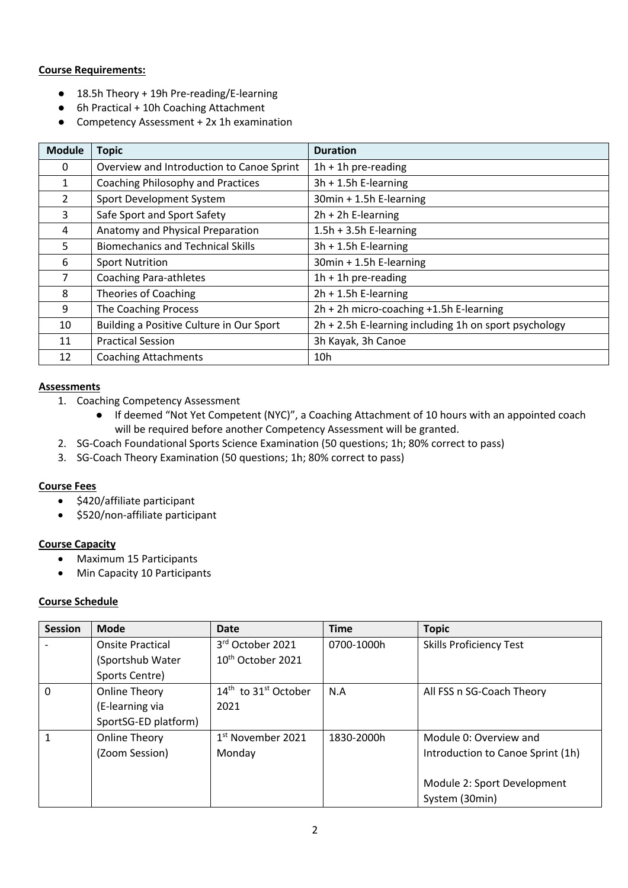**Course Requirements:**

- 18.5h Theory + 19h Pre-reading/E-learning
- 6h Practical + 10h Coaching Attachment
- Competency Assessment + 2x 1h examination

| Module | Topic | Duration |
|---|---|---|
| 0 | Overview and Introduction to Canoe Sprint | 1h + 1h pre-reading |
| 1 | Coaching Philosophy and Practices | 3h + 1.5h E-learning |
| 2 | Sport Development System | 30min + 1.5h E-learning |
| 3 | Safe Sport and Sport Safety | 2h + 2h E-learning |
| 4 | Anatomy and Physical Preparation | 1.5h + 3.5h E-learning |
| 5 | Biomechanics and Technical Skills | 3h + 1.5h E-learning |
| 6 | Sport Nutrition | 30min + 1.5h E-learning |
| 7 | Coaching Para-athletes | 1h + 1h pre-reading |
| 8 | Theories of Coaching | 2h + 1.5h E-learning |
| 9 | The Coaching Process | 2h + 2h micro-coaching +1.5h E-learning |
| 10 | Building a Positive Culture in Our Sport | 2h + 2.5h E-learning including 1h on sport psychology |
| 11 | Practical Session | 3h Kayak, 3h Canoe |
| 12 | Coaching Attachments | 10h |

**Assessments**

1. Coaching Competency Assessment
   - If deemed "Not Yet Competent (NYC)", a Coaching Attachment of 10 hours with an appointed coach will be required before another Competency Assessment will be granted.
2. SG-Coach Foundational Sports Science Examination (50 questions; 1h; 80% correct to pass)
3. SG-Coach Theory Examination (50 questions; 1h; 80% correct to pass)

**Course Fees**

- $420/affiliate participant
- $520/non-affiliate participant

**Course Capacity**

- Maximum 15 Participants
- Min Capacity 10 Participants

**Course Schedule**

| Session | Mode | Date | Time | Topic |
|---|---|---|---|---|
| - | Onsite Practical (Sportshub Water Sports Centre) | 3rd October 2021<br>10th October 2021 | 0700-1000h | Skills Proficiency Test |
| 0 | Online Theory (E-learning via SportSG-ED platform) | 14th to 31st October 2021 | N.A | All FSS n SG-Coach Theory |
| 1 | Online Theory (Zoom Session) | 1st November 2021 Monday | 1830-2000h | Module 0: Overview and Introduction to Canoe Sprint (1h)<br><br>Module 2: Sport Development System (30min) |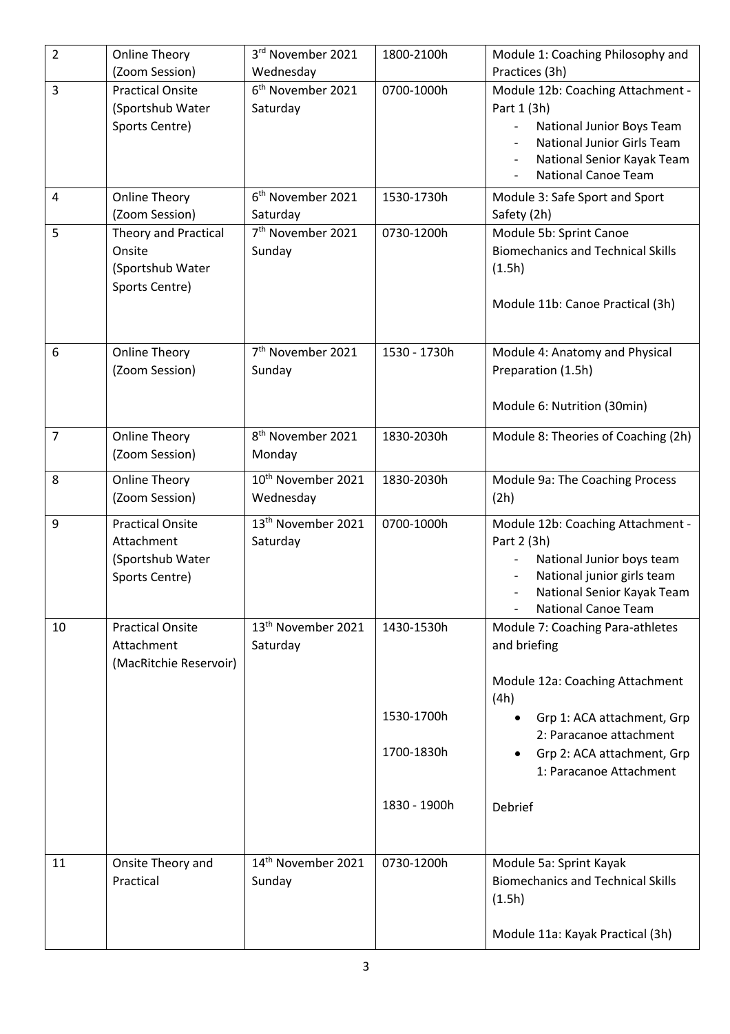| 2 | Online Theory (Zoom Session) | 3rd November 2021 Wednesday | 1800-2100h | Module 1: Coaching Philosophy and Practices (3h) |
|---|---|---|---|---|
| 3 | Practical Onsite (Sportshub Water Sports Centre) | 6th November 2021 Saturday | 0700-1000h | Module 12b: Coaching Attachment - Part 1 (3h)<br>- National Junior Boys Team<br>- National Junior Girls Team<br>- National Senior Kayak Team<br>- National Canoe Team |
| 4 | Online Theory (Zoom Session) | 6th November 2021 Saturday | 1530-1730h | Module 3: Safe Sport and Sport Safety (2h) |
| 5 | Theory and Practical Onsite (Sportshub Water Sports Centre) | 7th November 2021 Sunday | 0730-1200h | Module 5b: Sprint Canoe Biomechanics and Technical Skills (1.5h)<br><br>Module 11b: Canoe Practical (3h) |
| 6 | Online Theory (Zoom Session) | 7th November 2021 Sunday | 1530 - 1730h | Module 4: Anatomy and Physical Preparation (1.5h)<br><br>Module 6: Nutrition (30min) |
| 7 | Online Theory (Zoom Session) | 8th November 2021 Monday | 1830-2030h | Module 8: Theories of Coaching (2h) |
| 8 | Online Theory (Zoom Session) | 10th November 2021 Wednesday | 1830-2030h | Module 9a: The Coaching Process (2h) |
| 9 | Practical Onsite Attachment (Sportshub Water Sports Centre) | 13th November 2021 Saturday | 0700-1000h | Module 12b: Coaching Attachment - Part 2 (3h)<br>- National Junior boys team<br>- National junior girls team<br>- National Senior Kayak Team<br>- National Canoe Team |
| 10 | Practical Onsite Attachment (MacRitchie Reservoir) | 13th November 2021 Saturday | 1430-1530h<br><br><br>1530-1700h<br><br>1700-1830h<br><br>1830 - 1900h | Module 7: Coaching Para-athletes and briefing<br><br>Module 12a: Coaching Attachment (4h)<br>• Grp 1: ACA attachment, Grp 2: Paracanoe attachment<br>• Grp 2: ACA attachment, Grp 1: Paracanoe Attachment<br><br>Debrief |
| 11 | Onsite Theory and Practical | 14th November 2021 Sunday | 0730-1200h | Module 5a: Sprint Kayak Biomechanics and Technical Skills (1.5h)<br><br>Module 11a: Kayak Practical (3h) |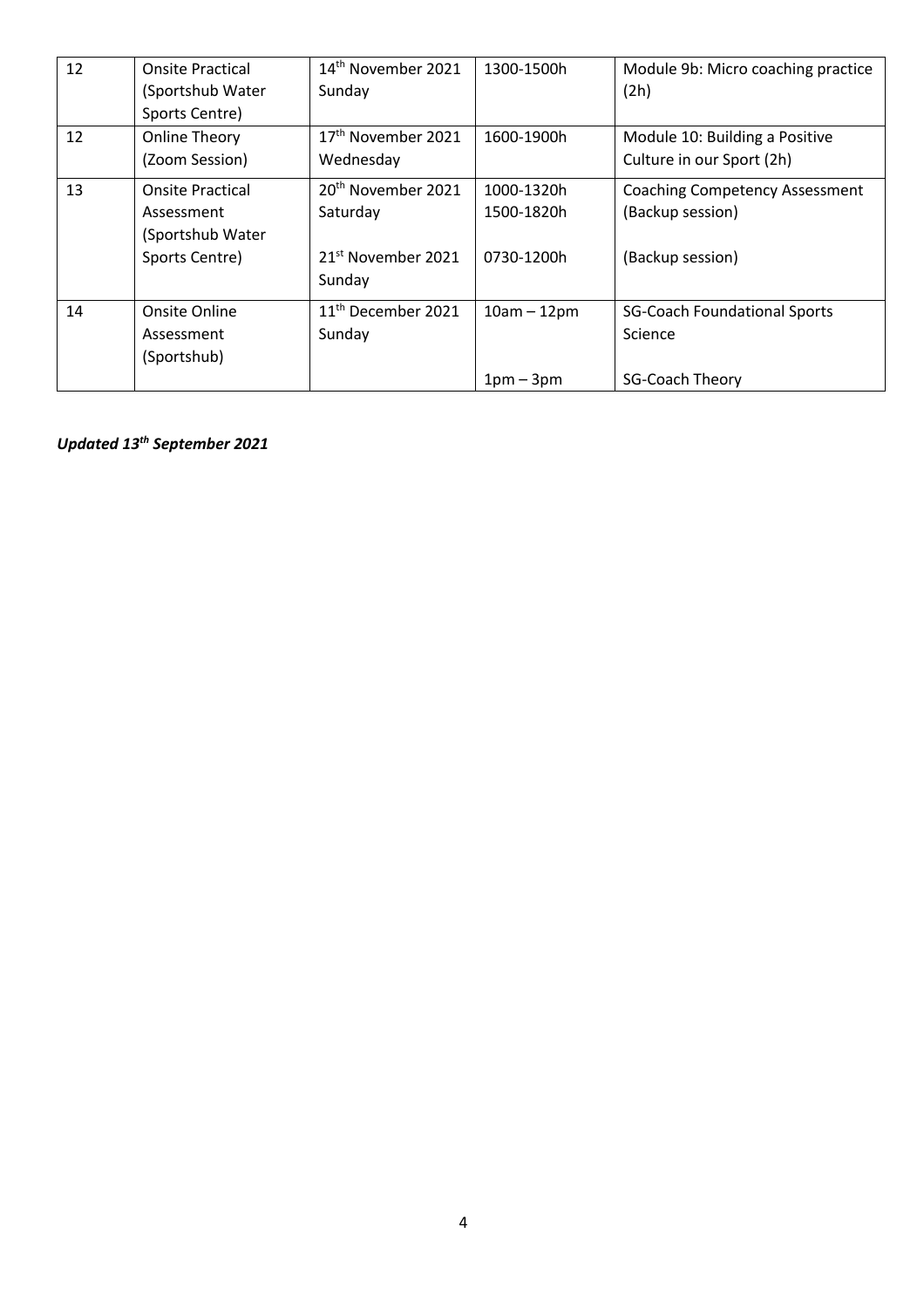| | | | | |
|---|---|---|---|---|
| 12 | Onsite Practical (Sportshub Water Sports Centre) | 14th November 2021 Sunday | 1300-1500h | Module 9b: Micro coaching practice (2h) |
| 12 | Online Theory (Zoom Session) | 17th November 2021 Wednesday | 1600-1900h | Module 10: Building a Positive Culture in our Sport (2h) |
| 13 | Onsite Practical Assessment (Sportshub Water Sports Centre) | 20th November 2021 Saturday<br><br>21st November 2021 Sunday | 1000-1320h<br>1500-1820h<br><br>0730-1200h | Coaching Competency Assessment<br>(Backup session)<br><br>(Backup session) |
| 14 | Onsite Online Assessment (Sportshub) | 11th December 2021 Sunday | 10am – 12pm<br><br>1pm – 3pm | SG-Coach Foundational Sports Science<br><br>SG-Coach Theory |

***Updated 13th September 2021***